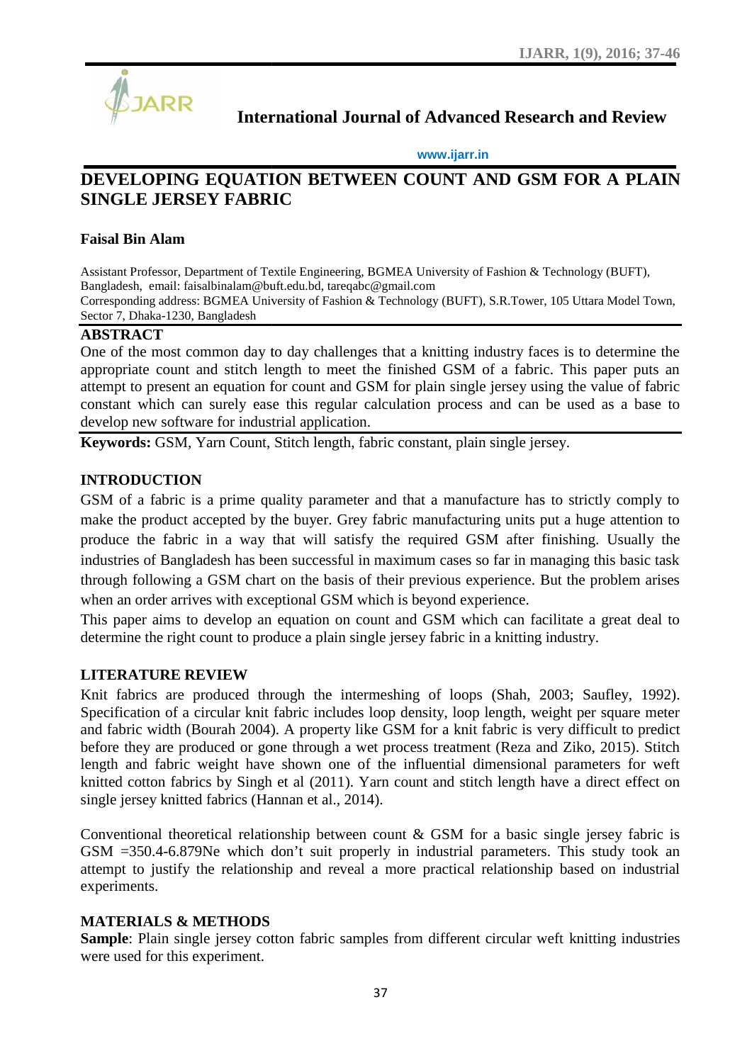# International Journal of Advanced Research and Review

www.ijarr.in

# DEVELOPING EQUATION BETWEEN COUNT AND GSM FOR A PLAIN SINGLE JERSEY FABRIC

**Faisal Bin Alam**

Assistant Professor, Department of Textile Engineering, BGMEA University of Fashion & Technology (BUFT), Bangladesh, email: faisalbinalam@buft.edu.bd, tareqabc@gmail.com
Corresponding address: BGMEA University of Fashion & Technology (BUFT), S.R.Tower, 105 Uttara Model Town, Sector 7, Dhaka-1230, Bangladesh

## ABSTRACT

One of the most common day to day challenges that a knitting industry faces is to determine the appropriate count and stitch length to meet the finished GSM of a fabric. This paper puts an attempt to present an equation for count and GSM for plain single jersey using the value of fabric constant which can surely ease this regular calculation process and can be used as a base to develop new software for industrial application.

**Keywords:** GSM, Yarn Count, Stitch length, fabric constant, plain single jersey.

## INTRODUCTION

GSM of a fabric is a prime quality parameter and that a manufacture has to strictly comply to make the product accepted by the buyer. Grey fabric manufacturing units put a huge attention to produce the fabric in a way that will satisfy the required GSM after finishing. Usually the industries of Bangladesh has been successful in maximum cases so far in managing this basic task through following a GSM chart on the basis of their previous experience. But the problem arises when an order arrives with exceptional GSM which is beyond experience.

This paper aims to develop an equation on count and GSM which can facilitate a great deal to determine the right count to produce a plain single jersey fabric in a knitting industry.

## LITERATURE REVIEW

Knit fabrics are produced through the intermeshing of loops (Shah, 2003; Saufley, 1992). Specification of a circular knit fabric includes loop density, loop length, weight per square meter and fabric width (Bourah 2004). A property like GSM for a knit fabric is very difficult to predict before they are produced or gone through a wet process treatment (Reza and Ziko, 2015). Stitch length and fabric weight have shown one of the influential dimensional parameters for weft knitted cotton fabrics by Singh et al (2011). Yarn count and stitch length have a direct effect on single jersey knitted fabrics (Hannan et al., 2014).

Conventional theoretical relationship between count & GSM for a basic single jersey fabric is GSM =350.4-6.879Ne which don't suit properly in industrial parameters. This study took an attempt to justify the relationship and reveal a more practical relationship based on industrial experiments.

## MATERIALS & METHODS

**Sample**: Plain single jersey cotton fabric samples from different circular weft knitting industries were used for this experiment.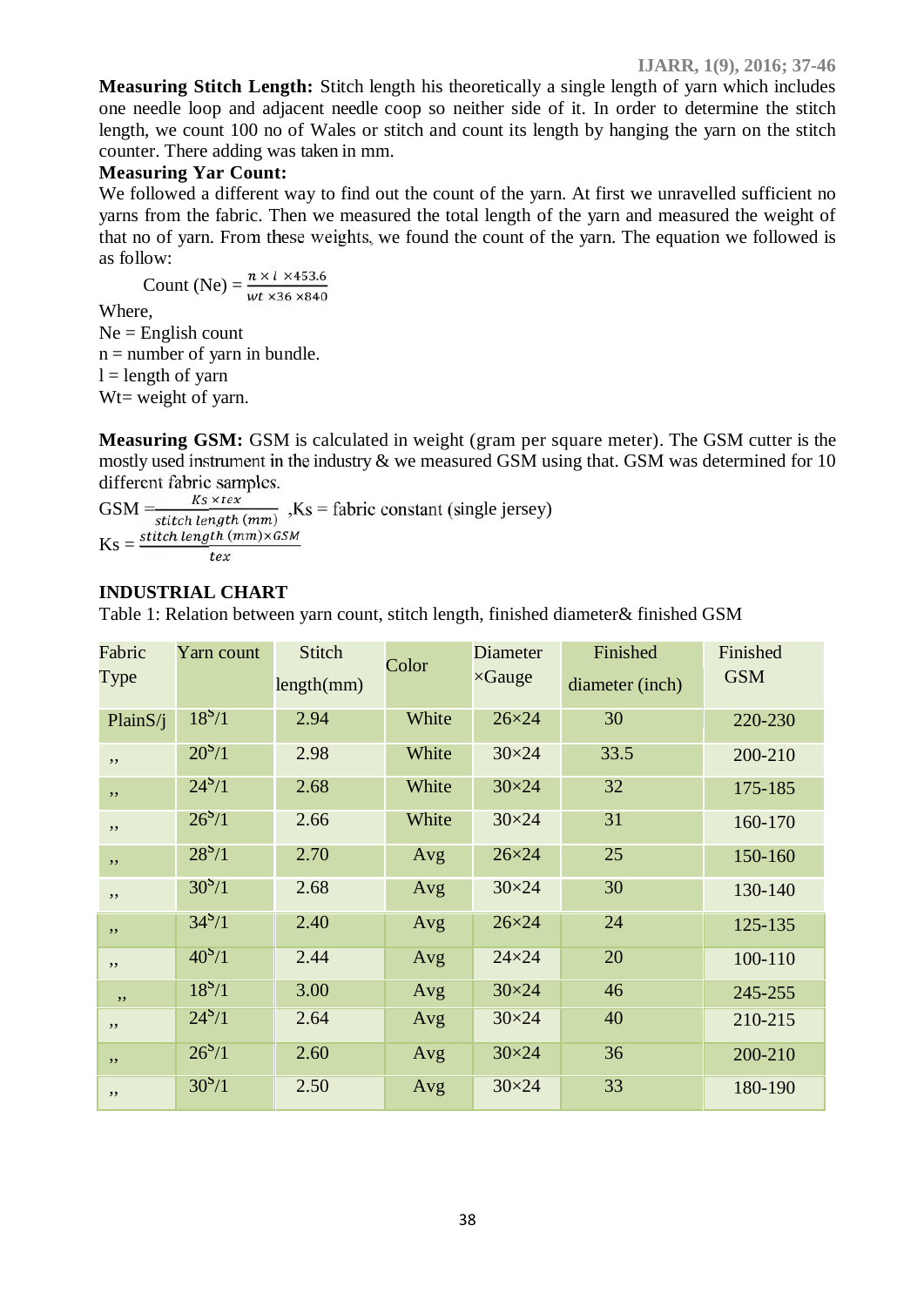**Measuring Stitch Length:** Stitch length his theoretically a single length of yarn which includes one needle loop and adjacent needle coop so neither side of it. In order to determine the stitch length, we count 100 no of Wales or stitch and count its length by hanging the yarn on the stitch counter. There adding was taken in mm.

**Measuring Yar Count:**

We followed a different way to find out the count of the yarn. At first we unravelled sufficient no yarns from the fabric. Then we measured the total length of the yarn and measured the weight of that no of yarn. From these weights, we found the count of the yarn. The equation we followed is as follow:

$$\text{Count (Ne)} = \frac{n \times l \times 453.6}{wt \times 36 \times 840}$$

Where,

Ne = English count

n = number of yarn in bundle.

l = length of yarn

Wt= weight of yarn.

**Measuring GSM:** GSM is calculated in weight (gram per square meter). The GSM cutter is the mostly used instrument in the industry & we measured GSM using that. GSM was determined for 10 different fabric samples.

$$\text{GSM} = \frac{Ks \times tex}{stitch\ length\ (mm)}$$ ,Ks = fabric constant (single jersey)

$$\text{Ks} = \frac{stitch\ length\ (mm) \times GSM}{tex}$$

**INDUSTRIAL CHART**

Table 1: Relation between yarn count, stitch length, finished diameter& finished GSM

| Fabric Type | Yarn count | Stitch length(mm) | Color | Diameter ×Gauge | Finished diameter (inch) | Finished GSM |
|---|---|---|---|---|---|---|
| PlainS/j | 18ˢ/1 | 2.94 | White | 26×24 | 30 | 220-230 |
| ,, | 20ˢ/1 | 2.98 | White | 30×24 | 33.5 | 200-210 |
| ,, | 24ˢ/1 | 2.68 | White | 30×24 | 32 | 175-185 |
| ,, | 26ˢ/1 | 2.66 | White | 30×24 | 31 | 160-170 |
| ,, | 28ˢ/1 | 2.70 | Avg | 26×24 | 25 | 150-160 |
| ,, | 30ˢ/1 | 2.68 | Avg | 30×24 | 30 | 130-140 |
| ,, | 34ˢ/1 | 2.40 | Avg | 26×24 | 24 | 125-135 |
| ,, | 40ˢ/1 | 2.44 | Avg | 24×24 | 20 | 100-110 |
| ,, | 18ˢ/1 | 3.00 | Avg | 30×24 | 46 | 245-255 |
| ,, | 24ˢ/1 | 2.64 | Avg | 30×24 | 40 | 210-215 |
| ,, | 26ˢ/1 | 2.60 | Avg | 30×24 | 36 | 200-210 |
| ,, | 30ˢ/1 | 2.50 | Avg | 30×24 | 33 | 180-190 |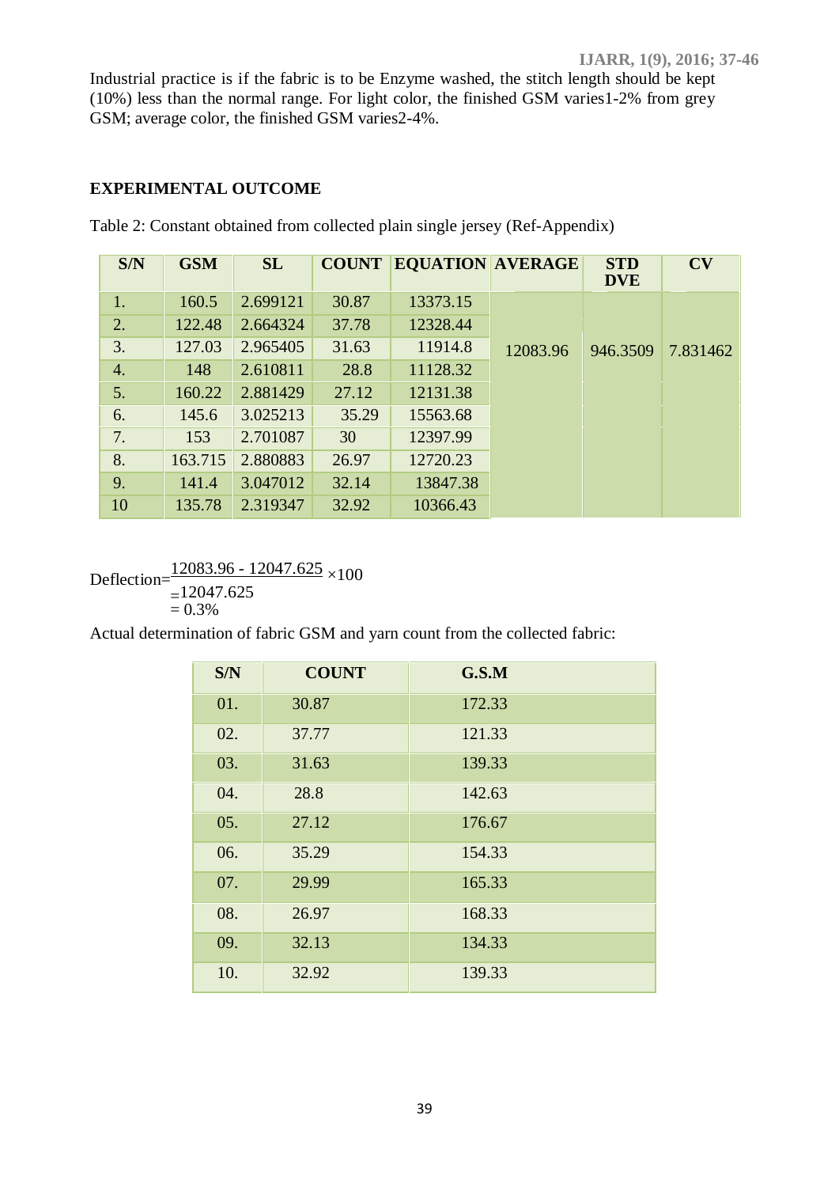Industrial practice is if the fabric is to be Enzyme washed, the stitch length should be kept (10%) less than the normal range. For light color, the finished GSM varies1-2% from grey GSM; average color, the finished GSM varies2-4%.

## EXPERIMENTAL OUTCOME

Table 2: Constant obtained from collected plain single jersey (Ref-Appendix)

| S/N | GSM | SL | COUNT | EQUATION | AVERAGE | STD DVE | CV |
|---|---|---|---|---|---|---|---|
| 1. | 160.5 | 2.699121 | 30.87 | 13373.15 | 12083.96 | 946.3509 | 7.831462 |
| 2. | 122.48 | 2.664324 | 37.78 | 12328.44 | | | |
| 3. | 127.03 | 2.965405 | 31.63 | 11914.8 | | | |
| 4. | 148 | 2.610811 | 28.8 | 11128.32 | | | |
| 5. | 160.22 | 2.881429 | 27.12 | 12131.38 | | | |
| 6. | 145.6 | 3.025213 | 35.29 | 15563.68 | | | |
| 7. | 153 | 2.701087 | 30 | 12397.99 | | | |
| 8. | 163.715 | 2.880883 | 26.97 | 12720.23 | | | |
| 9. | 141.4 | 3.047012 | 32.14 | 13847.38 | | | |
| 10 | 135.78 | 2.319347 | 32.92 | 10366.43 | | | |

$$\text{Deflection} = \frac{12083.96 - 12047.625}{12047.625} \times 100$$

$= 0.3\%$

Actual determination of fabric GSM and yarn count from the collected fabric:

| S/N | COUNT | G.S.M |
|---|---|---|
| 01. | 30.87 | 172.33 |
| 02. | 37.77 | 121.33 |
| 03. | 31.63 | 139.33 |
| 04. | 28.8 | 142.63 |
| 05. | 27.12 | 176.67 |
| 06. | 35.29 | 154.33 |
| 07. | 29.99 | 165.33 |
| 08. | 26.97 | 168.33 |
| 09. | 32.13 | 134.33 |
| 10. | 32.92 | 139.33 |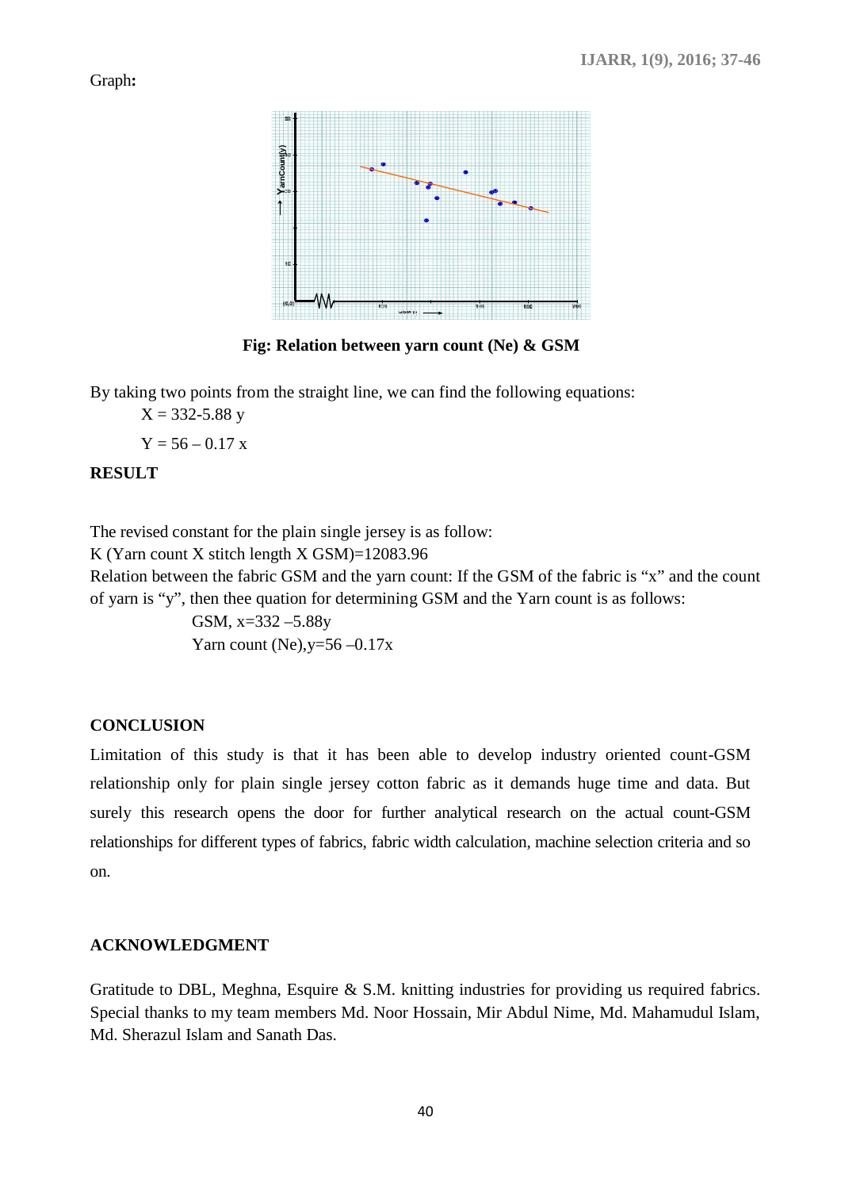Graph**:**

**Fig: Relation between yarn count (Ne) & GSM**

By taking two points from the straight line, we can find the following equations:

$X = 332-5.88\, y$

$Y = 56 – 0.17\, x$

**RESULT**

The revised constant for the plain single jersey is as follow:

K (Yarn count X stitch length X GSM)=12083.96

Relation between the fabric GSM and the yarn count: If the GSM of the fabric is "x" and the count of yarn is "y", then thee quation for determining GSM and the Yarn count is as follows:

GSM, $x=332 –5.88y$

Yarn count (Ne),$y=56 –0.17x$

**CONCLUSION**

Limitation of this study is that it has been able to develop industry oriented count-GSM relationship only for plain single jersey cotton fabric as it demands huge time and data. But surely this research opens the door for further analytical research on the actual count-GSM relationships for different types of fabrics, fabric width calculation, machine selection criteria and so on.

**ACKNOWLEDGMENT**

Gratitude to DBL, Meghna, Esquire & S.M. knitting industries for providing us required fabrics. Special thanks to my team members Md. Noor Hossain, Mir Abdul Nime, Md. Mahamudul Islam, Md. Sherazul Islam and Sanath Das.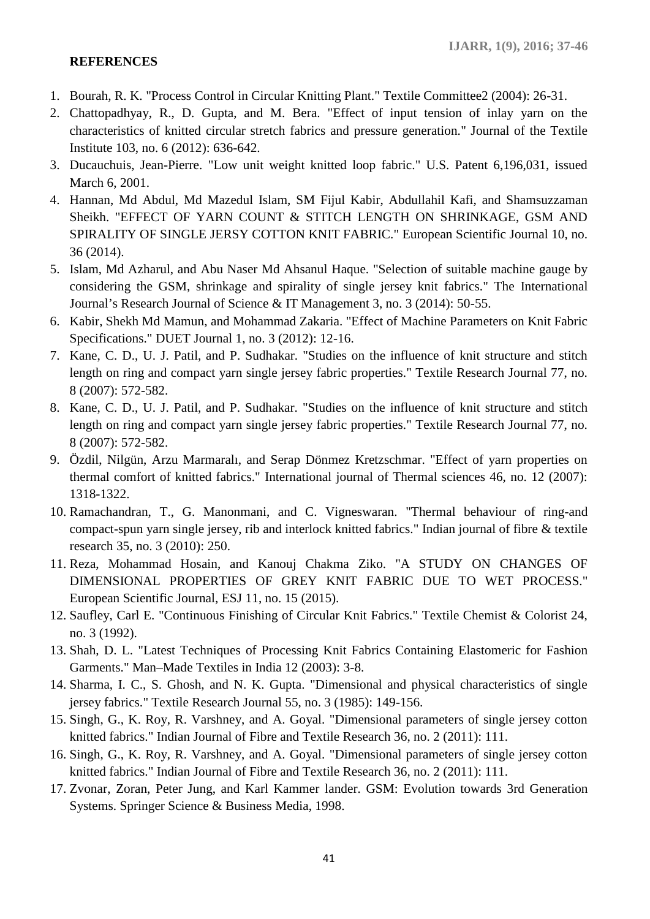**REFERENCES**

1. Bourah, R. K. "Process Control in Circular Knitting Plant." Textile Committee2 (2004): 26-31.
2. Chattopadhyay, R., D. Gupta, and M. Bera. "Effect of input tension of inlay yarn on the characteristics of knitted circular stretch fabrics and pressure generation." Journal of the Textile Institute 103, no. 6 (2012): 636-642.
3. Ducauchuis, Jean-Pierre. "Low unit weight knitted loop fabric." U.S. Patent 6,196,031, issued March 6, 2001.
4. Hannan, Md Abdul, Md Mazedul Islam, SM Fijul Kabir, Abdullahil Kafi, and Shamsuzzaman Sheikh. "EFFECT OF YARN COUNT & STITCH LENGTH ON SHRINKAGE, GSM AND SPIRALITY OF SINGLE JERSY COTTON KNIT FABRIC." European Scientific Journal 10, no. 36 (2014).
5. Islam, Md Azharul, and Abu Naser Md Ahsanul Haque. "Selection of suitable machine gauge by considering the GSM, shrinkage and spirality of single jersey knit fabrics." The International Journal's Research Journal of Science & IT Management 3, no. 3 (2014): 50-55.
6. Kabir, Shekh Md Mamun, and Mohammad Zakaria. "Effect of Machine Parameters on Knit Fabric Specifications." DUET Journal 1, no. 3 (2012): 12-16.
7. Kane, C. D., U. J. Patil, and P. Sudhakar. "Studies on the influence of knit structure and stitch length on ring and compact yarn single jersey fabric properties." Textile Research Journal 77, no. 8 (2007): 572-582.
8. Kane, C. D., U. J. Patil, and P. Sudhakar. "Studies on the influence of knit structure and stitch length on ring and compact yarn single jersey fabric properties." Textile Research Journal 77, no. 8 (2007): 572-582.
9. Özdil, Nilgün, Arzu Marmaralı, and Serap Dönmez Kretzschmar. "Effect of yarn properties on thermal comfort of knitted fabrics." International journal of Thermal sciences 46, no. 12 (2007): 1318-1322.
10. Ramachandran, T., G. Manonmani, and C. Vigneswaran. "Thermal behaviour of ring-and compact-spun yarn single jersey, rib and interlock knitted fabrics." Indian journal of fibre & textile research 35, no. 3 (2010): 250.
11. Reza, Mohammad Hosain, and Kanouj Chakma Ziko. "A STUDY ON CHANGES OF DIMENSIONAL PROPERTIES OF GREY KNIT FABRIC DUE TO WET PROCESS." European Scientific Journal, ESJ 11, no. 15 (2015).
12. Saufley, Carl E. "Continuous Finishing of Circular Knit Fabrics." Textile Chemist & Colorist 24, no. 3 (1992).
13. Shah, D. L. "Latest Techniques of Processing Knit Fabrics Containing Elastomeric for Fashion Garments." Man–Made Textiles in India 12 (2003): 3-8.
14. Sharma, I. C., S. Ghosh, and N. K. Gupta. "Dimensional and physical characteristics of single jersey fabrics." Textile Research Journal 55, no. 3 (1985): 149-156.
15. Singh, G., K. Roy, R. Varshney, and A. Goyal. "Dimensional parameters of single jersey cotton knitted fabrics." Indian Journal of Fibre and Textile Research 36, no. 2 (2011): 111.
16. Singh, G., K. Roy, R. Varshney, and A. Goyal. "Dimensional parameters of single jersey cotton knitted fabrics." Indian Journal of Fibre and Textile Research 36, no. 2 (2011): 111.
17. Zvonar, Zoran, Peter Jung, and Karl Kammer lander. GSM: Evolution towards 3rd Generation Systems. Springer Science & Business Media, 1998.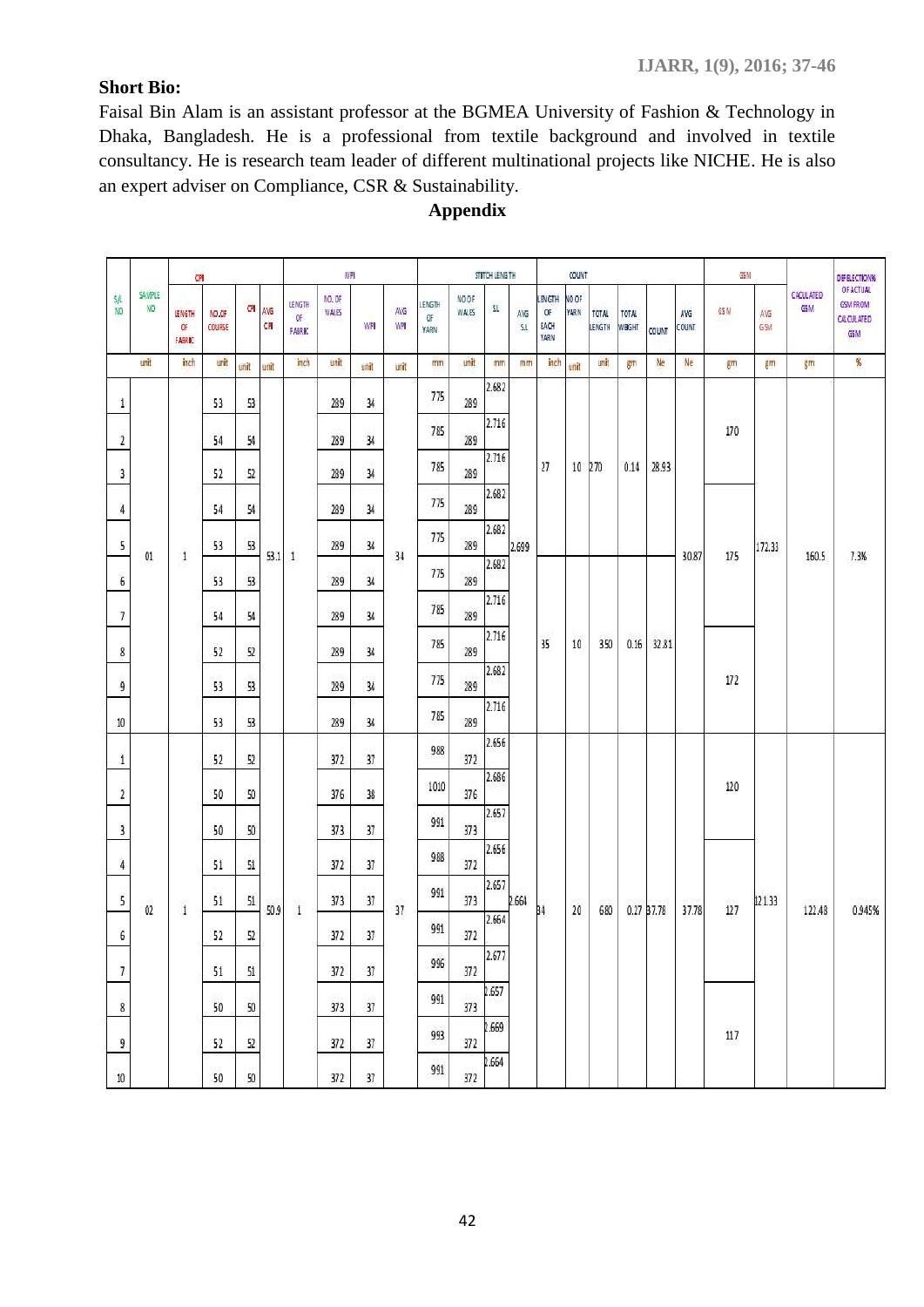**Short Bio:**

Faisal Bin Alam is an assistant professor at the BGMEA University of Fashion & Technology in Dhaka, Bangladesh. He is a professional from textile background and involved in textile consultancy. He is research team leader of different multinational projects like NICHE. He is also an expert adviser on Compliance, CSR & Sustainability.

## Appendix

| S/L NO | SAMPLE NO | CPI | | | | WPI | | | | STITCH LENGTH | | | | COUNT | | | | | | GSM | | CACULATED GSM | DEFLECTIONS OF ACTUAL GSM FROM CALCULATED GSM |
|---|---|---|---|---|---|---|---|---|---|---|---|---|---|---|---|---|---|---|---|---|---|---|---|
| | | LENGTH OF FABRIC | NO.OF COURSE | CPI | AVG CPI | LENGTH OF FABRIC | NO. OF WALES | WPI | AVG WPI | LENGTH OF YARN | NO OF WALES | S.L | AVG S.L | LENGTH OF EACH YARN | NO OF YARN | TOTAL LENGTH | TOTAL WEIGHT | COUNT | AVG COUNT | GSM | AVG GSM | | |
| | unit | inch | unit | unit | unit | inch | unit | unit | unit | mm | unit | mm | mm | inch | unit | unit | gm | Ne | Ne | gm | gm | gm | % |
| 1 | 01 | 1 | 53 | 53 | 53.1 | 1 | 289 | 34 | 34 | 775 | 289 | 2.682 | 2.699 | 27 | 10 | 270 | 0.14 | 28.93 | 30.87 | 170 | 172.33 | 160.5 | 7.3% |
| 2 | | | 54 | 54 | | | 289 | 34 | | 785 | 289 | 2.716 | | | | | | | | | | | |
| 3 | | | 52 | 52 | | | 289 | 34 | | 785 | 289 | 2.716 | | | | | | | | | | | |
| 4 | | | 54 | 54 | | | 289 | 34 | | 775 | 289 | 2.682 | | | | | | | | 175 | | | |
| 5 | | | 53 | 53 | | | 289 | 34 | | 775 | 289 | 2.682 | | | | | | | | | | | |
| 6 | | | 53 | 53 | | | 289 | 34 | | 775 | 289 | 2.682 | | 35 | 10 | 350 | 0.16 | 32.81 | | | | | |
| 7 | | | 54 | 54 | | | 289 | 34 | | 785 | 289 | 2.716 | | | | | | | | | | | |
| 8 | | | 52 | 52 | | | 289 | 34 | | 785 | 289 | 2.716 | | | | | | | | 172 | | | |
| 9 | | | 53 | 53 | | | 289 | 34 | | 775 | 289 | 2.682 | | | | | | | | | | | |
| 10 | | | 53 | 53 | | | 289 | 34 | | 785 | 289 | 2.716 | | | | | | | | | | | |
| 1 | 02 | 1 | 52 | 52 | 50.9 | 1 | 372 | 37 | 37 | 988 | 372 | 2.656 | 2.664 | 34 | 20 | 680 | 0.27 | 37.78 | 37.78 | 120 | 121.33 | 122.48 | 0.945% |
| 2 | | | 50 | 50 | | | 376 | 38 | | 1010 | 376 | 2.686 | | | | | | | | | | | |
| 3 | | | 50 | 50 | | | 373 | 37 | | 991 | 373 | 2.657 | | | | | | | | | | | |
| 4 | | | 51 | 51 | | | 372 | 37 | | 988 | 372 | 2.656 | | | | | | | | 127 | | | |
| 5 | | | 51 | 51 | | | 373 | 37 | | 991 | 373 | 2.657 | | | | | | | | | | | |
| 6 | | | 52 | 52 | | | 372 | 37 | | 991 | 372 | 2.664 | | | | | | | | | | | |
| 7 | | | 51 | 51 | | | 372 | 37 | | 996 | 372 | 2.677 | | | | | | | | | | | |
| 8 | | | 50 | 50 | | | 373 | 37 | | 991 | 373 | 2.657 | | | | | | | | 117 | | | |
| 9 | | | 52 | 52 | | | 372 | 37 | | 993 | 372 | 2.669 | | | | | | | | | | | |
| 10 | | | 50 | 50 | | | 372 | 37 | | 991 | 372 | 2.664 | | | | | | | | | | | |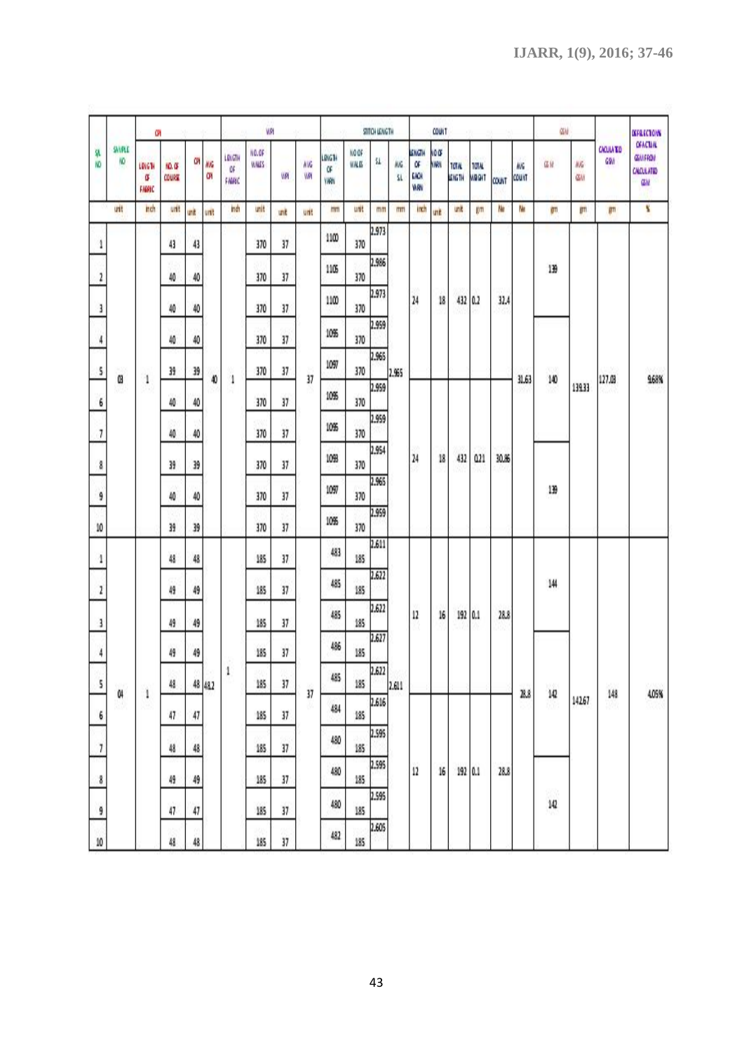| SL NO | SAMPLE NO | CPI | | | | WPI | | | | STITCH LENGTH | | | | COUNT | | | | | | GSM | | CALCULATED GSM | DEFLECTIONS OF ACTUAL GSM FROM CALCULATED GSM |
|---|---|---|---|---|---|---|---|---|---|---|---|---|---|---|---|---|---|---|---|---|---|---|---|
| | | LENGTH OF FABRIC | NO. OF COURSE | CPI | AVG CPI | LENGTH OF FABRIC | NO. OF WALES | WPI | AVG WPI | LENGTH OF YARN | NO OF WALES | S.L | AVG S.L | LENGTH OF EACH YARN | NO OF YARN | TOTAL LENGTH | TOTAL WEIGHT | COUNT | AVG COUNT | GSM | AVG GSM | | |
| | unit | inch | unit | unit | unit | inch | unit | unit | unit | mm | unit | mm | mm | inch | unit | unit | gm | Ne | Ne | gm | gm | gm | % |
| 1 | 03 | 1 | 43 | 43 | 40 | 1 | 370 | 37 | 37 | 1100 | 370 | 2.973 | 2.965 | 24 | 18 | 432 | 0.2 | 32.4 | 31.63 | 139 | 139.33 | 127.03 | 9.68% |
| 2 | | | 40 | 40 | | | 370 | 37 | | 1105 | 370 | 2.986 | | | | | | | | | | | |
| 3 | | | 40 | 40 | | | 370 | 37 | | 1100 | 370 | 2.973 | | | | | | | | | | | |
| 4 | | | 40 | 40 | | | 370 | 37 | | 1095 | 370 | 2.959 | | | | | | | | 140 | | | |
| 5 | | | 39 | 39 | | | 370 | 37 | | 1097 | 370 | 2.965 | | | | | | | | | | | |
| 6 | | | 40 | 40 | | | 370 | 37 | | 1095 | 370 | 2.959 | | 24 | 18 | 432 | 0.21 | 30.86 | | | | | |
| 7 | | | 40 | 40 | | | 370 | 37 | | 1095 | 370 | 2.959 | | | | | | | | | | | |
| 8 | | | 39 | 39 | | | 370 | 37 | | 1093 | 370 | 2.954 | | | | | | | | 139 | | | |
| 9 | | | 40 | 40 | | | 370 | 37 | | 1097 | 370 | 2.965 | | | | | | | | | | | |
| 10 | | | 39 | 39 | | | 370 | 37 | | 1095 | 370 | 2.959 | | | | | | | | | | | |
| 1 | 04 | 1 | 48 | 48 | 48.2 | 1 | 185 | 37 | 37 | 483 | 185 | 2.611 | 2.611 | 12 | 16 | 192 | 0.1 | 28.8 | 28.8 | 144 | 142.67 | 148 | 4.05% |
| 2 | | | 49 | 49 | | | 185 | 37 | | 485 | 185 | 2.622 | | | | | | | | | | | |
| 3 | | | 49 | 49 | | | 185 | 37 | | 485 | 185 | 2.622 | | | | | | | | | | | |
| 4 | | | 49 | 49 | | | 185 | 37 | | 486 | 185 | 2.627 | | | | | | | | 142 | | | |
| 5 | | | 48 | 48 | | | 185 | 37 | | 485 | 185 | 2.622 | | | | | | | | | | | |
| 6 | | | 47 | 47 | | | 185 | 37 | | 484 | 185 | 2.616 | | 12 | 16 | 192 | 0.1 | 28.8 | | | | | |
| 7 | | | 48 | 48 | | | 185 | 37 | | 480 | 185 | 2.595 | | | | | | | | | | | |
| 8 | | | 49 | 49 | | | 185 | 37 | | 480 | 185 | 2.595 | | | | | | | | 142 | | | |
| 9 | | | 47 | 47 | | | 185 | 37 | | 480 | 185 | 2.595 | | | | | | | | | | | |
| 10 | | | 48 | 48 | | | 185 | 37 | | 482 | 185 | 2.605 | | | | | | | | | | | |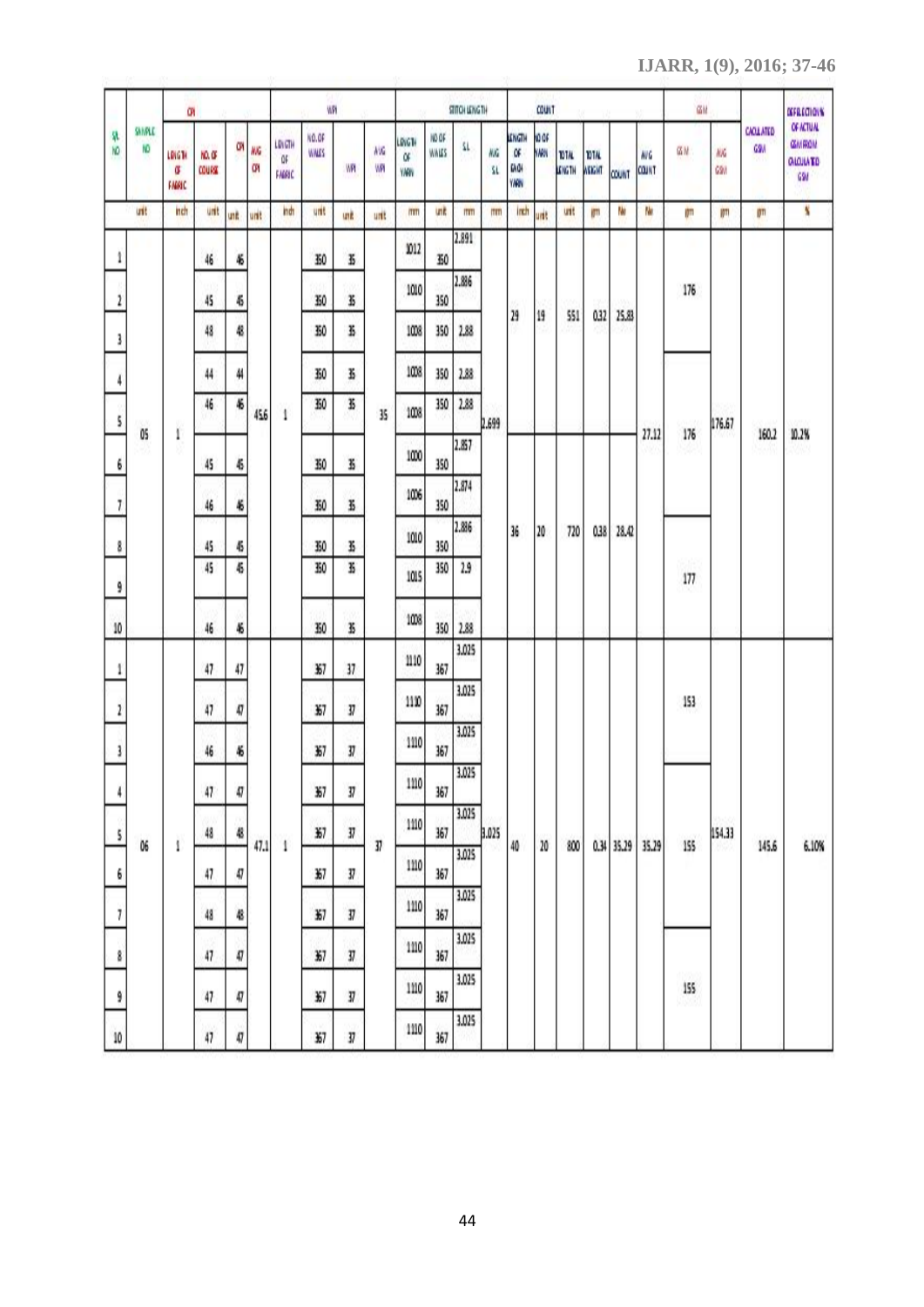| SL NO | SAMPLE NO | CPI | | | | WPI | | | | STITCH LENGTH | | | | COUNT | | | | | | | GSM | | CALCULATED GSM | DEFLECTION % OF ACTUAL GSM FROM CALCULATED GSM |
|---|---|---|---|---|---|---|---|---|---|---|---|---|---|---|---|---|---|---|---|---|---|---|---|---|
| | | LENGTH OF FABRIC | NO. OF COURSE | CPI | AVG CPI | LENGTH OF FABRIC | NO. OF WALES | WPI | AVG WPI | LENGTH OF YARN | NO OF WALES | S.L | AVG S.L | LENGTH OF EACH YARN | NO OF YARN | TOTAL LENGTH | TOTAL WEIGHT | COUNT | AVG COUNT | GSM | AVG GSM | | |
| | unit | inch | unit | unit | unit | inch | unit | unit | unit | mm | unit | mm | mm | inch | unit | unit | gm | Ne | Ne | gm | gm | gm | % |
| 1 | 05 | 1 | 46 | 46 | 45.6 | 1 | 350 | 35 | 35 | 1012 | 350 | 2.891 | 2.699 | 29 | 19 | 551 | 0.32 | 25.83 | 27.12 | 176 | 176.67 | 160.2 | 10.2% |
| 2 | | | 45 | 45 | | | 350 | 35 | | 1010 | 350 | 2.886 | | | | | | | | | | | |
| 3 | | | 48 | 48 | | | 350 | 35 | | 1008 | 350 | 2.88 | | | | | | | | | | | |
| 4 | | | 44 | 44 | | | 350 | 35 | | 1008 | 350 | 2.88 | | | | | | | | 176 | | | |
| 5 | | | 46 | 46 | | | 350 | 35 | | 1008 | 350 | 2.88 | | | | | | | | | | | |
| 6 | | | 45 | 45 | | | 350 | 35 | | 1000 | 350 | 2.857 | | 36 | 20 | 720 | 0.38 | 28.42 | | | | | |
| 7 | | | 46 | 46 | | | 350 | 35 | | 1006 | 350 | 2.874 | | | | | | | | | | | |
| 8 | | | 45 | 45 | | | 350 | 35 | | 1010 | 350 | 2.886 | | | | | | | | 177 | | | |
| 9 | | | 45 | 45 | | | 350 | 35 | | 1015 | 350 | 2.9 | | | | | | | | | | | |
| 10 | | | 46 | 46 | | | 350 | 35 | | 1008 | 350 | 2.88 | | | | | | | | | | | |
| 1 | 06 | 1 | 47 | 47 | 47.1 | 1 | 367 | 37 | 37 | 1110 | 367 | 3.025 | 3.025 | 40 | 20 | 800 | 0.34 | 35.29 | 35.29 | 153 | 154.33 | 145.6 | 6.10% |
| 2 | | | 47 | 47 | | | 367 | 37 | | 1110 | 367 | 3.025 | | | | | | | | | | | |
| 3 | | | 46 | 46 | | | 367 | 37 | | 1110 | 367 | 3.025 | | | | | | | | | | | |
| 4 | | | 47 | 47 | | | 367 | 37 | | 1110 | 367 | 3.025 | | | | | | | | 155 | | | |
| 5 | | | 48 | 48 | | | 367 | 37 | | 1110 | 367 | 3.025 | | | | | | | | | | | |
| 6 | | | 47 | 47 | | | 367 | 37 | | 1110 | 367 | 3.025 | | | | | | | | | | | |
| 7 | | | 48 | 48 | | | 367 | 37 | | 1110 | 367 | 3.025 | | | | | | | | | | | |
| 8 | | | 47 | 47 | | | 367 | 37 | | 1110 | 367 | 3.025 | | | | | | | | 155 | | | |
| 9 | | | 47 | 47 | | | 367 | 37 | | 1110 | 367 | 3.025 | | | | | | | | | | | |
| 10 | | | 47 | 47 | | | 367 | 37 | | 1110 | 367 | 3.025 | | | | | | | | | | | |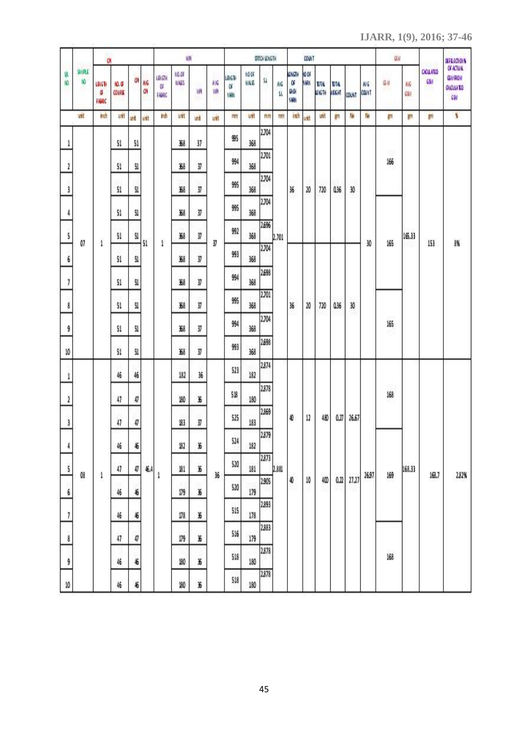| SL NO | SAMPLE NO | CPI | | | | WPI | | | | STITCH LENGTH | | | | COUNT | | | | | | GSM | | CALCULATED GSM | DEFLECTIONS OF ACTUAL GSM FROM CALCULATED GSM |
|---|---|---|---|---|---|---|---|---|---|---|---|---|---|---|---|---|---|---|---|---|---|---|---|
| | | LENGTH OF FABRIC | NO. OF COURSE | CPI | AVG CPI | LENGTH OF FABRIC | NO. OF WALES | WPI | AVG WPI | LENGTH OF YARN | NO OF WALES | S.L | AVG S.L | LENGTH OF EACH YARN | NO OF YARN | TOTAL LENGTH | TOTAL WEIGHT | COUNT | AVG COUNT | GSM | AVG GSM | | |
| | unit | inch | unit | unit | unit | inch | unit | unit | unit | mm | unit | mm | mm | inch | unit | unit | gm | Ne | Ne | gm | gm | gm | % |
| 1 | 07 | 1 | 51 | 51 | 51 | 1 | 368 | 37 | 37 | 995 | 368 | 2.704 | 2.701 | 36 | 20 | 720 | 0.36 | 30 | 30 | 166 | 165.33 | 153 | 8% |
| 2 | | | 51 | 51 | | | 368 | 37 | | 994 | 368 | 2.701 | | | | | | | | | | | |
| 3 | | | 51 | 51 | | | 368 | 37 | | 995 | 368 | 2.704 | | | | | | | | | | | |
| 4 | | | 51 | 51 | | | 368 | 37 | | 995 | 368 | 2.704 | | | | | | | | 165 | | | |
| 5 | | | 51 | 51 | | | 368 | 37 | | 992 | 368 | 2.696 | | | | | | | | | | | |
| 6 | | | 51 | 51 | | | 368 | 37 | | 993 | 368 | 2.704 | | 36 | 20 | 720 | 0.36 | 30 | | | | | |
| 7 | | | 51 | 51 | | | 368 | 37 | | 994 | 368 | 2.698 | | | | | | | | | | | |
| 8 | | | 51 | 51 | | | 368 | 37 | | 995 | 368 | 2.701 | | | | | | | | 165 | | | |
| 9 | | | 51 | 51 | | | 368 | 37 | | 994 | 368 | 2.704 | | | | | | | | | | | |
| 10 | | | 51 | 51 | | | 368 | 37 | | 993 | 368 | 2.698 | | | | | | | | | | | |
| 1 | 08 | 1 | 46 | 46 | 46.4 | 1 | 182 | 36 | 36 | 523 | 182 | 2.874 | 2.881 | 40 | 12 | 480 | 0.27 | 26.67 | 26.97 | 168 | 168.33 | 163.7 | 2.82% |
| 2 | | | 47 | 47 | | | 180 | 36 | | 518 | 180 | 2.878 | | | | | | | | | | | |
| 3 | | | 47 | 47 | | | 183 | 37 | | 525 | 183 | 2.869 | | | | | | | | | | | |
| 4 | | | 46 | 46 | | | 182 | 36 | | 524 | 182 | 2.879 | | | | | | | | 169 | | | |
| 5 | | | 47 | 47 | | | 181 | 36 | | 520 | 181 | 2.873 | | 40 | 10 | 400 | 0.22 | 27.27 | | | | | |
| 6 | | | 46 | 46 | | | 179 | 36 | | 520 | 179 | 2.905 | | | | | | | | | | | |
| 7 | | | 46 | 46 | | | 178 | 36 | | 515 | 178 | 2.893 | | | | | | | | | | | |
| 8 | | | 47 | 47 | | | 179 | 36 | | 516 | 179 | 2.883 | | | | | | | | 168 | | | |
| 9 | | | 46 | 46 | | | 180 | 36 | | 518 | 180 | 2.878 | | | | | | | | | | | |
| 10 | | | 46 | 46 | | | 180 | 36 | | 518 | 180 | 2.878 | | | | | | | | | | | |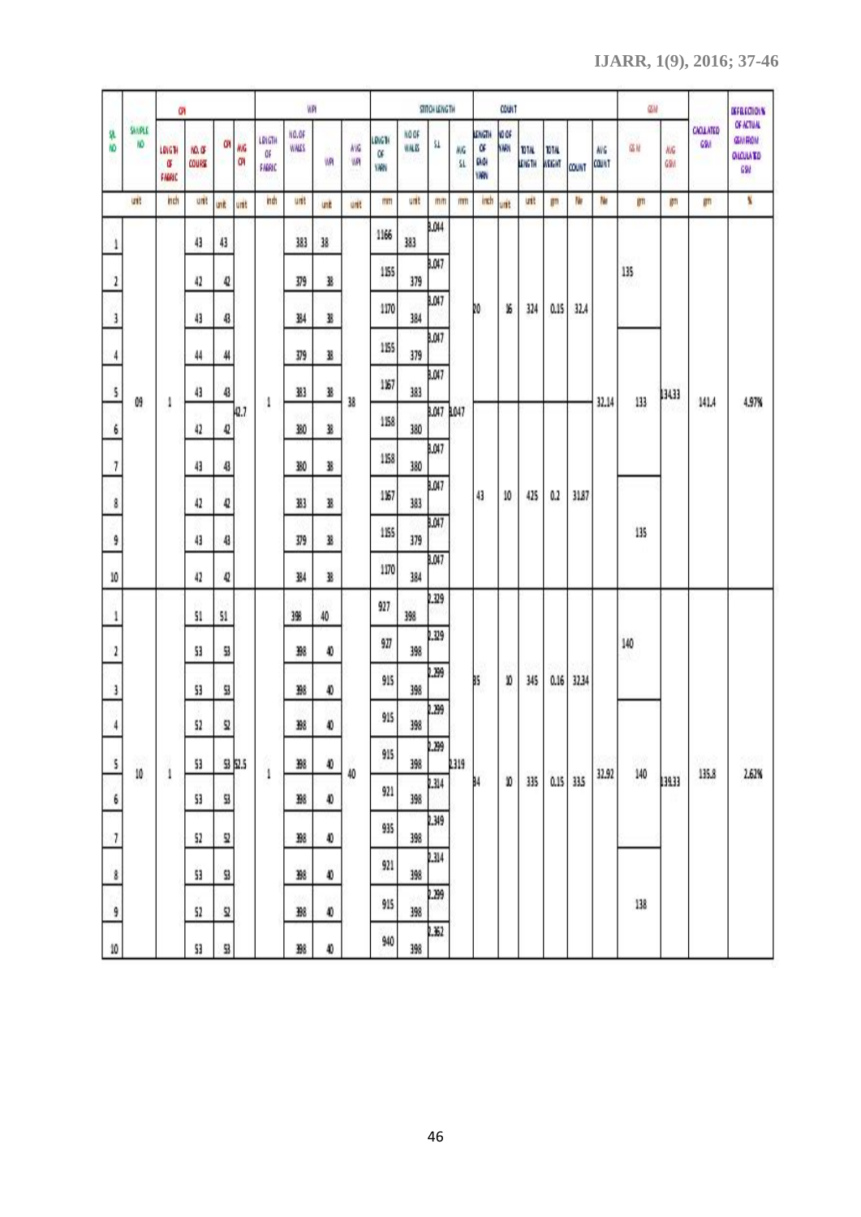| SL NO | SAMPLE NO | CPI | | | | WPI | | | | STITCH LENGTH | | | | COUNT | | | | | | GSM | | CALCULATED GSM | DEFLECTION % OF ACTUAL GSM FROM CALCULATED GSM |
|---|---|---|---|---|---|---|---|---|---|---|---|---|---|---|---|---|---|---|---|---|---|---|---|
| | | LENGTH OF FABRIC | NO. OF COURSE | CPI | AVG CPI | LENGTH OF FABRIC | NO. OF WALES | WPI | AVG WPI | LENGTH OF YARN | NO OF WALES | SL | AVG SL | LENGTH OF EACH YARN | NO OF YARN | TOTAL LENGTH | TOTAL WEIGHT | COUNT | AVG COUNT | GSM | AVG GSM | | |
| | unit | inch | unit | unit | unit | inch | unit | unit | unit | mm | unit | mm | mm | inch | unit | unit | gm | Ne | Ne | gm | gm | gm | % |
| 1 | 09 | 1 | 43 | 43 | 42.7 | 1 | 383 | 38 | 38 | 1166 | 383 | 3.044 | 3.047 | 20 | 16 | 324 | 0.15 | 32.4 | 32.14 | 135 | 134.33 | 141.4 | 4.97% |
| 2 | | | 42 | 42 | | | 379 | 38 | | 1155 | 379 | 3.047 | | | | | | | | | | | |
| 3 | | | 43 | 43 | | | 384 | 38 | | 1170 | 384 | 3.047 | | | | | | | | | | | |
| 4 | | | 44 | 44 | | | 379 | 38 | | 1155 | 379 | 3.047 | | | | | | | | 133 | | | |
| 5 | | | 43 | 43 | | | 383 | 38 | | 1167 | 383 | 3.047 | | | | | | | | | | | |
| 6 | | | 42 | 42 | | | 380 | 38 | | 1158 | 380 | 3.047 | | 43 | 10 | 425 | 0.2 | 31.87 | | | | | |
| 7 | | | 43 | 43 | | | 380 | 38 | | 1158 | 380 | 3.047 | | | | | | | | | | | |
| 8 | | | 42 | 42 | | | 383 | 38 | | 1167 | 383 | 3.047 | | | | | | | | 135 | | | |
| 9 | | | 43 | 43 | | | 379 | 38 | | 1155 | 379 | 3.047 | | | | | | | | | | | |
| 10 | | | 42 | 42 | | | 384 | 38 | | 1170 | 384 | 3.047 | | | | | | | | | | | |
| 1 | 10 | 1 | 51 | 51 | 52.5 | 1 | 398 | 40 | 40 | 927 | 398 | 2.329 | 2.319 | 35 | 10 | 345 | 0.16 | 32.34 | 32.92 | 140 | 139.33 | 135.8 | 2.62% |
| 2 | | | 53 | 53 | | | 398 | 40 | | 927 | 398 | 2.329 | | | | | | | | | | | |
| 3 | | | 53 | 53 | | | 398 | 40 | | 915 | 398 | 2.299 | | | | | | | | | | | |
| 4 | | | 52 | 52 | | | 398 | 40 | | 915 | 398 | 2.299 | | | | | | | | 140 | | | |
| 5 | | | 53 | 53 | | | 398 | 40 | | 915 | 398 | 2.299 | | | | | | | | | | | |
| 6 | | | 53 | 53 | | | 398 | 40 | | 921 | 398 | 2.314 | | 34 | 10 | 335 | 0.15 | 33.5 | | | | | |
| 7 | | | 52 | 52 | | | 398 | 40 | | 935 | 398 | 2.349 | | | | | | | | | | | |
| 8 | | | 53 | 53 | | | 398 | 40 | | 921 | 398 | 2.314 | | | | | | | | 138 | | | |
| 9 | | | 52 | 52 | | | 398 | 40 | | 915 | 398 | 2.299 | | | | | | | | | | | |
| 10 | | | 53 | 53 | | | 398 | 40 | | 940 | 398 | 2.362 | | | | | | | | | | | |